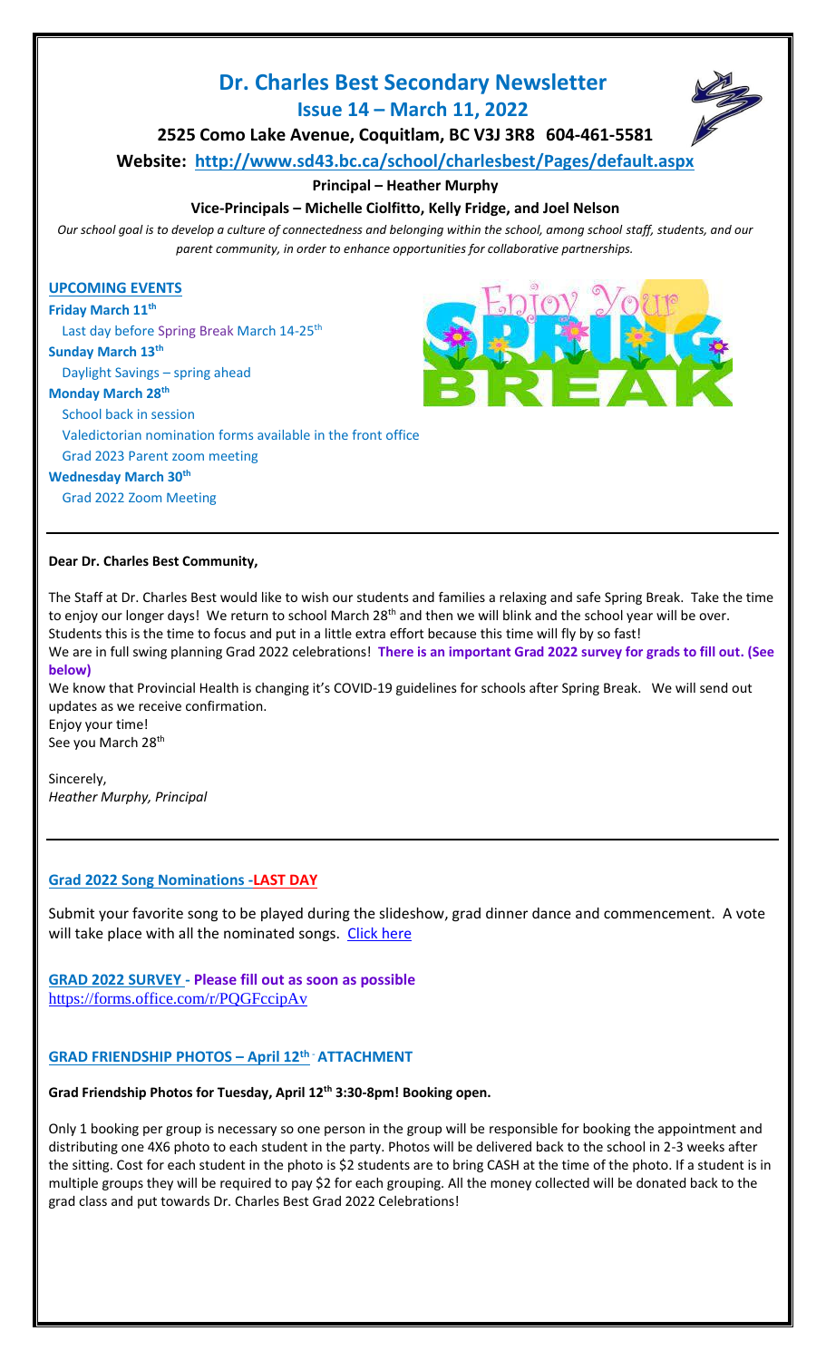# Dr. Charles Best Secondary Newsletter

## Issue 14 – March 11, 2022

**2525 Como Lake Avenue, Coquitlam, BC V3J 3R8 604-461-5581**

**Website: http://www.sd43.bc.ca/school/charlesbest/Pages/default.aspx**

**Principal – Heather Murphy**

**Vice-Principals – Michelle Ciolfitto, Kelly Fridge, and Joel Nelson**

*Our school goal is to develop a culture of connectedness and belonging within the school, among school staff, students, and our parent community, in order to enhance opportunities for collaborative partnerships.*

### UPCOMING EVENTS

**Friday March 11th**
Last day before Spring Break March 14-25th

**Sunday March 13th**
Daylight Savings – spring ahead

**Monday March 28th**
School back in session
Valedictorian nomination forms available in the front office
Grad 2023 Parent zoom meeting

**Wednesday March 30th**
Grad 2022 Zoom Meeting

---

**Dear Dr. Charles Best Community,**

The Staff at Dr. Charles Best would like to wish our students and families a relaxing and safe Spring Break. Take the time to enjoy our longer days! We return to school March 28th and then we will blink and the school year will be over. Students this is the time to focus and put in a little extra effort because this time will fly by so fast!

We are in full swing planning Grad 2022 celebrations! **There is an important Grad 2022 survey for grads to fill out. (See below)**

We know that Provincial Health is changing it's COVID-19 guidelines for schools after Spring Break. We will send out updates as we receive confirmation.

Enjoy your time!

See you March 28th

Sincerely,
*Heather Murphy, Principal*

---

### Grad 2022 Song Nominations -LAST DAY

Submit your favorite song to be played during the slideshow, grad dinner dance and commencement. A vote will take place with all the nominated songs. Click here

### GRAD 2022 SURVEY - Please fill out as soon as possible

https://forms.office.com/r/PQGFccipAv

### GRAD FRIENDSHIP PHOTOS – April 12th - ATTACHMENT

**Grad Friendship Photos for Tuesday, April 12th 3:30-8pm! Booking open.**

Only 1 booking per group is necessary so one person in the group will be responsible for booking the appointment and distributing one 4X6 photo to each student in the party. Photos will be delivered back to the school in 2-3 weeks after the sitting. Cost for each student in the photo is $2 students are to bring CASH at the time of the photo. If a student is in multiple groups they will be required to pay $2 for each grouping. All the money collected will be donated back to the grad class and put towards Dr. Charles Best Grad 2022 Celebrations!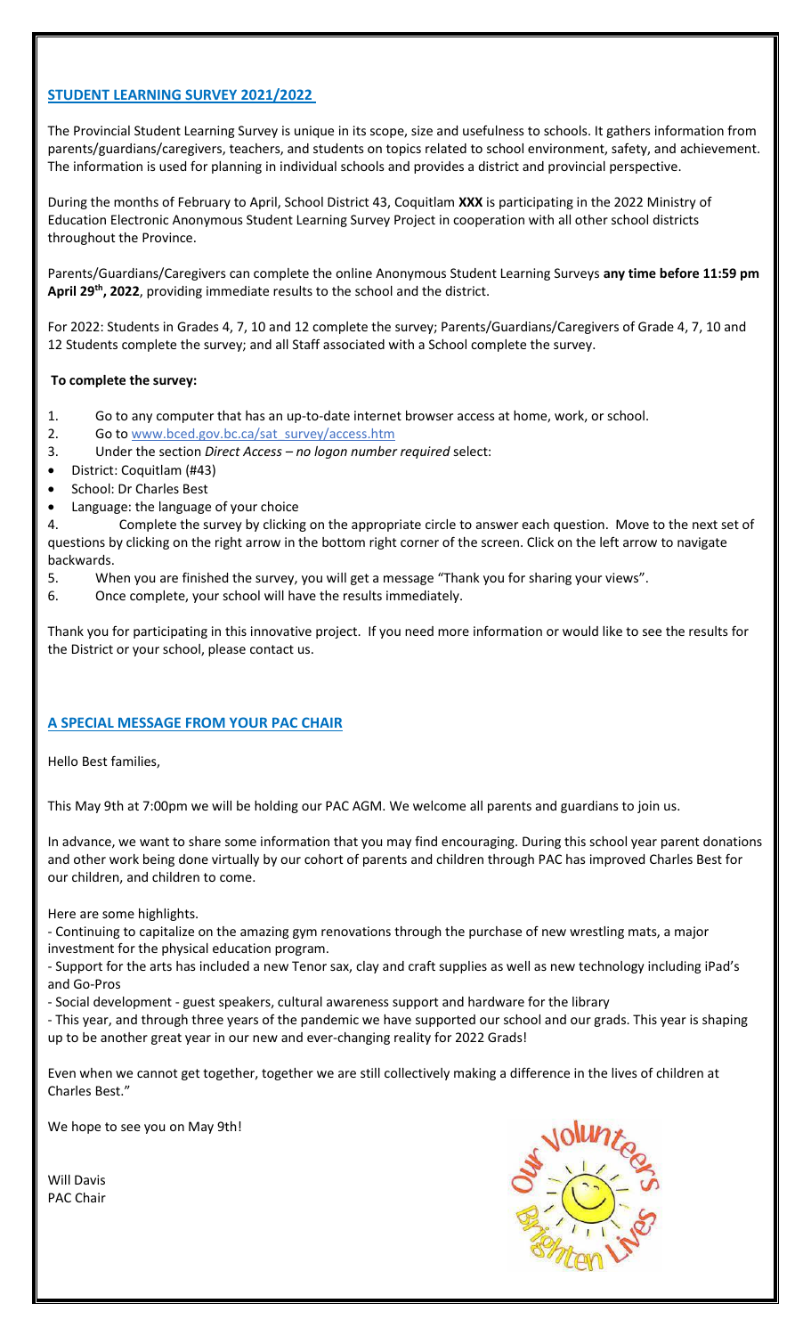## STUDENT LEARNING SURVEY 2021/2022

The Provincial Student Learning Survey is unique in its scope, size and usefulness to schools. It gathers information from parents/guardians/caregivers, teachers, and students on topics related to school environment, safety, and achievement. The information is used for planning in individual schools and provides a district and provincial perspective.

During the months of February to April, School District 43, Coquitlam **XXX** is participating in the 2022 Ministry of Education Electronic Anonymous Student Learning Survey Project in cooperation with all other school districts throughout the Province.

Parents/Guardians/Caregivers can complete the online Anonymous Student Learning Surveys **any time before 11:59 pm April 29th, 2022**, providing immediate results to the school and the district.

For 2022: Students in Grades 4, 7, 10 and 12 complete the survey; Parents/Guardians/Caregivers of Grade 4, 7, 10 and 12 Students complete the survey; and all Staff associated with a School complete the survey.

**To complete the survey:**

1. Go to any computer that has an up-to-date internet browser access at home, work, or school.
2. Go to www.bced.gov.bc.ca/sat_survey/access.htm
3. Under the section *Direct Access – no logon number required* select:
   - District: Coquitlam (#43)
   - School: Dr Charles Best
   - Language: the language of your choice
4. Complete the survey by clicking on the appropriate circle to answer each question. Move to the next set of questions by clicking on the right arrow in the bottom right corner of the screen. Click on the left arrow to navigate backwards.
5. When you are finished the survey, you will get a message "Thank you for sharing your views".
6. Once complete, your school will have the results immediately.

Thank you for participating in this innovative project. If you need more information or would like to see the results for the District or your school, please contact us.

## A SPECIAL MESSAGE FROM YOUR PAC CHAIR

Hello Best families,

This May 9th at 7:00pm we will be holding our PAC AGM. We welcome all parents and guardians to join us.

In advance, we want to share some information that you may find encouraging. During this school year parent donations and other work being done virtually by our cohort of parents and children through PAC has improved Charles Best for our children, and children to come.

Here are some highlights.

- Continuing to capitalize on the amazing gym renovations through the purchase of new wrestling mats, a major investment for the physical education program.
- Support for the arts has included a new Tenor sax, clay and craft supplies as well as new technology including iPad's and Go-Pros
- Social development - guest speakers, cultural awareness support and hardware for the library
- This year, and through three years of the pandemic we have supported our school and our grads. This year is shaping up to be another great year in our new and ever-changing reality for 2022 Grads!

Even when we cannot get together, together we are still collectively making a difference in the lives of children at Charles Best."

We hope to see you on May 9th!

Will Davis
PAC Chair

Our Volunteers Brighten Lives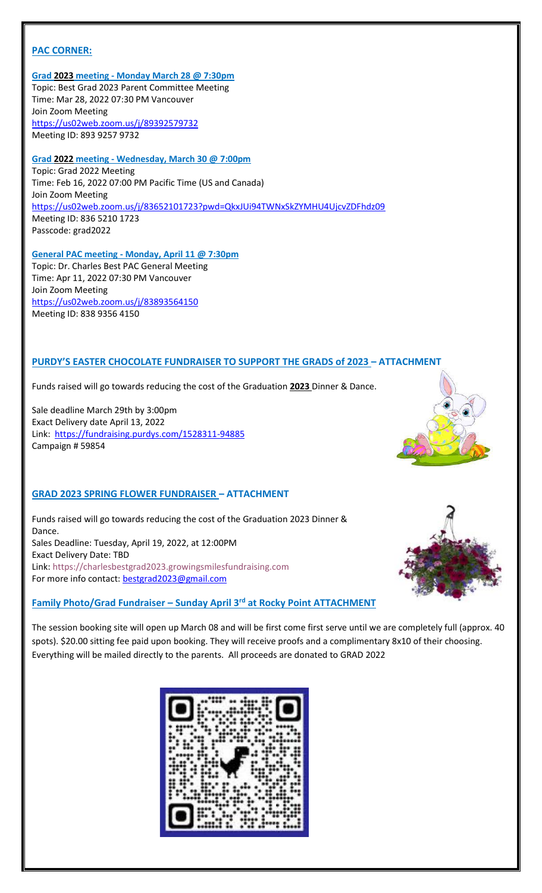## PAC CORNER:

**Grad 2023 meeting - Monday March 28 @ 7:30pm**
Topic: Best Grad 2023 Parent Committee Meeting
Time: Mar 28, 2022 07:30 PM Vancouver
Join Zoom Meeting
https://us02web.zoom.us/j/89392579732
Meeting ID: 893 9257 9732

**Grad 2022 meeting - Wednesday, March 30 @ 7:00pm**
Topic: Grad 2022 Meeting
Time: Feb 16, 2022 07:00 PM Pacific Time (US and Canada)
Join Zoom Meeting
https://us02web.zoom.us/j/83652101723?pwd=QkxJUi94TWNxSkZYMHU4UjcvZDFhdz09
Meeting ID: 836 5210 1723
Passcode: grad2022

**General PAC meeting - Monday, April 11 @ 7:30pm**
Topic: Dr. Charles Best PAC General Meeting
Time: Apr 11, 2022 07:30 PM Vancouver
Join Zoom Meeting
https://us02web.zoom.us/j/83893564150
Meeting ID: 838 9356 4150

## PURDY'S EASTER CHOCOLATE FUNDRAISER TO SUPPORT THE GRADS of 2023 – ATTACHMENT

Funds raised will go towards reducing the cost of the Graduation **2023** Dinner & Dance.

Sale deadline March 29th by 3:00pm
Exact Delivery date April 13, 2022
Link: https://fundraising.purdys.com/1528311-94885
Campaign # 59854

## GRAD 2023 SPRING FLOWER FUNDRAISER – ATTACHMENT

Funds raised will go towards reducing the cost of the Graduation 2023 Dinner & Dance.
Sales Deadline: Tuesday, April 19, 2022, at 12:00PM
Exact Delivery Date: TBD
Link: https://charlesbestgrad2023.growingsmilesfundraising.com
For more info contact: bestgrad2023@gmail.com

## Family Photo/Grad Fundraiser – Sunday April 3rd at Rocky Point ATTACHMENT

The session booking site will open up March 08 and will be first come first serve until we are completely full (approx. 40 spots). $20.00 sitting fee paid upon booking. They will receive proofs and a complimentary 8x10 of their choosing. Everything will be mailed directly to the parents. All proceeds are donated to GRAD 2022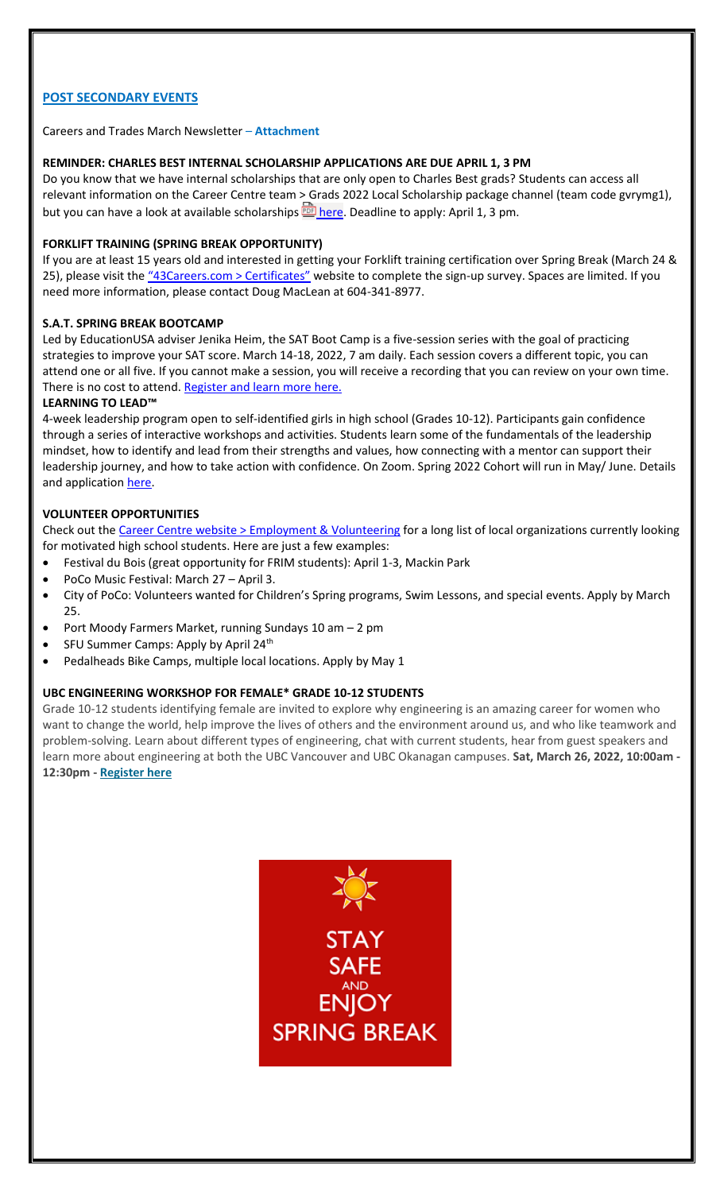## POST SECONDARY EVENTS

Careers and Trades March Newsletter – **Attachment**

**REMINDER: CHARLES BEST INTERNAL SCHOLARSHIP APPLICATIONS ARE DUE APRIL 1, 3 PM**

Do you know that we have internal scholarships that are only open to Charles Best grads? Students can access all relevant information on the Career Centre team > Grads 2022 Local Scholarship package channel (team code gvrymg1), but you can have a look at available scholarships here. Deadline to apply: April 1, 3 pm.

**FORKLIFT TRAINING (SPRING BREAK OPPORTUNITY)**

If you are at least 15 years old and interested in getting your Forklift training certification over Spring Break (March 24 & 25), please visit the "43Careers.com > Certificates" website to complete the sign-up survey. Spaces are limited. If you need more information, please contact Doug MacLean at 604-341-8977.

**S.A.T. SPRING BREAK BOOTCAMP**

Led by EducationUSA adviser Jenika Heim, the SAT Boot Camp is a five-session series with the goal of practicing strategies to improve your SAT score. March 14-18, 2022, 7 am daily. Each session covers a different topic, you can attend one or all five. If you cannot make a session, you will receive a recording that you can review on your own time. There is no cost to attend. Register and learn more here.

**LEARNING TO LEAD™**

4-week leadership program open to self-identified girls in high school (Grades 10-12). Participants gain confidence through a series of interactive workshops and activities. Students learn some of the fundamentals of the leadership mindset, how to identify and lead from their strengths and values, how connecting with a mentor can support their leadership journey, and how to take action with confidence. On Zoom. Spring 2022 Cohort will run in May/ June. Details and application here.

**VOLUNTEER OPPORTUNITIES**

Check out the Career Centre website > Employment & Volunteering for a long list of local organizations currently looking for motivated high school students. Here are just a few examples:

- Festival du Bois (great opportunity for FRIM students): April 1-3, Mackin Park
- PoCo Music Festival: March 27 – April 3.
- City of PoCo: Volunteers wanted for Children's Spring programs, Swim Lessons, and special events. Apply by March 25.
- Port Moody Farmers Market, running Sundays 10 am – 2 pm
- SFU Summer Camps: Apply by April 24th
- Pedalheads Bike Camps, multiple local locations. Apply by May 1

**UBC ENGINEERING WORKSHOP FOR FEMALE* GRADE 10-12 STUDENTS**

Grade 10-12 students identifying female are invited to explore why engineering is an amazing career for women who want to change the world, help improve the lives of others and the environment around us, and who like teamwork and problem-solving. Learn about different types of engineering, chat with current students, hear from guest speakers and learn more about engineering at both the UBC Vancouver and UBC Okanagan campuses. **Sat, March 26, 2022, 10:00am - 12:30pm - Register here**

STAY SAFE AND ENJOY SPRING BREAK